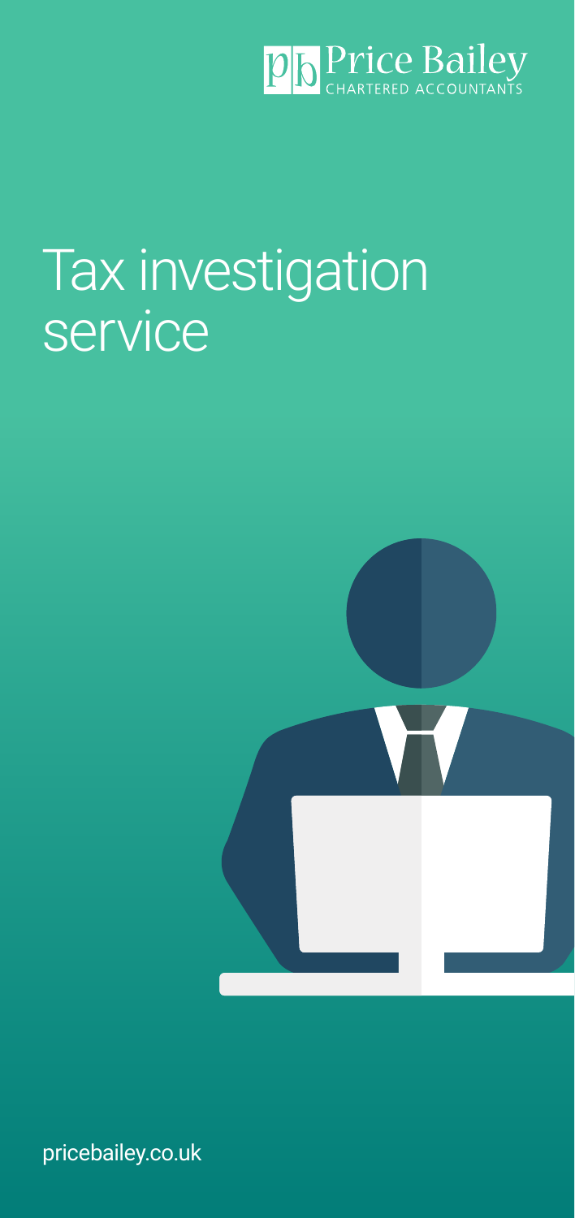Price Bailey
CHARTERED ACCOUNTANTS

# Tax investigation service

pricebailey.co.uk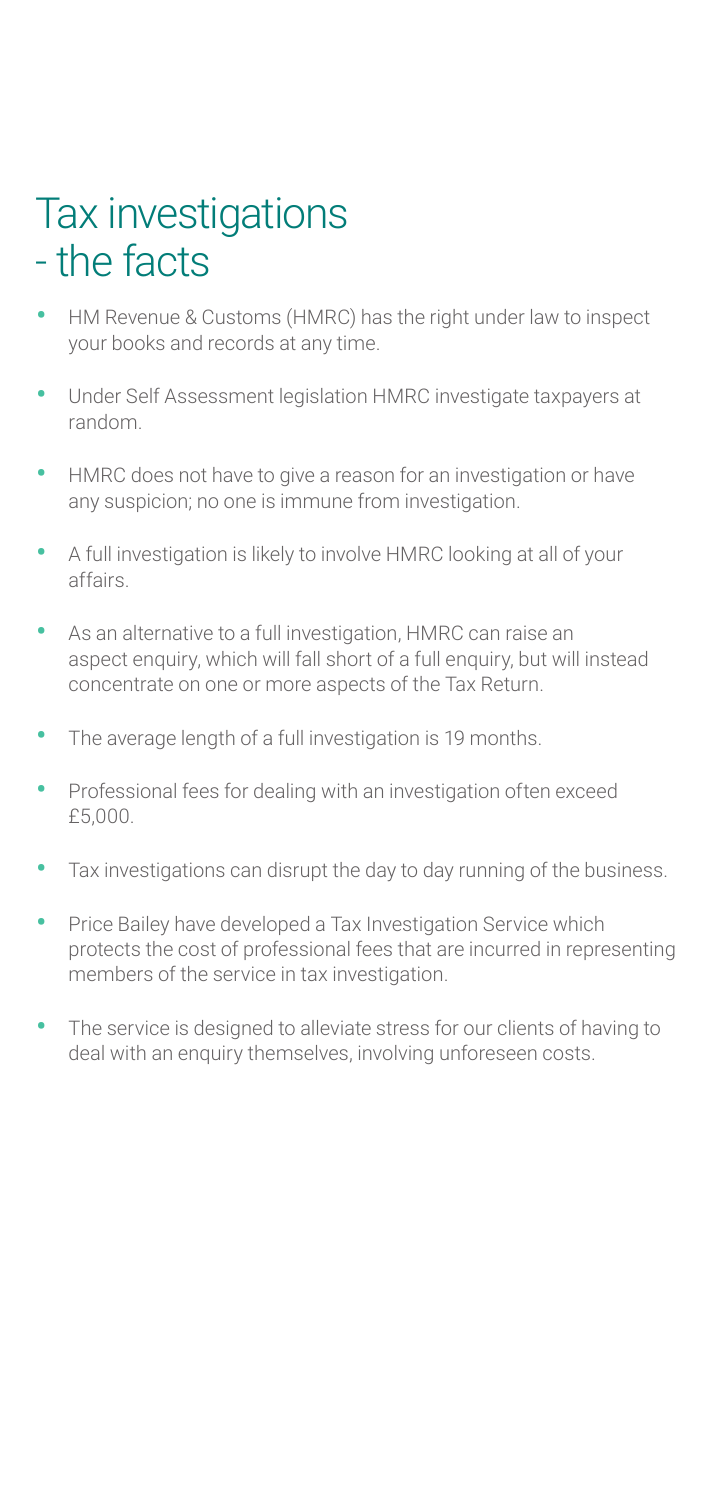# Tax investigations - the facts

- HM Revenue & Customs (HMRC) has the right under law to inspect your books and records at any time.
- Under Self Assessment legislation HMRC investigate taxpayers at random.
- HMRC does not have to give a reason for an investigation or have any suspicion; no one is immune from investigation.
- A full investigation is likely to involve HMRC looking at all of your affairs.
- As an alternative to a full investigation, HMRC can raise an aspect enquiry, which will fall short of a full enquiry, but will instead concentrate on one or more aspects of the Tax Return.
- The average length of a full investigation is 19 months.
- Professional fees for dealing with an investigation often exceed £5,000.
- Tax investigations can disrupt the day to day running of the business.
- Price Bailey have developed a Tax Investigation Service which protects the cost of professional fees that are incurred in representing members of the service in tax investigation.
- The service is designed to alleviate stress for our clients of having to deal with an enquiry themselves, involving unforeseen costs.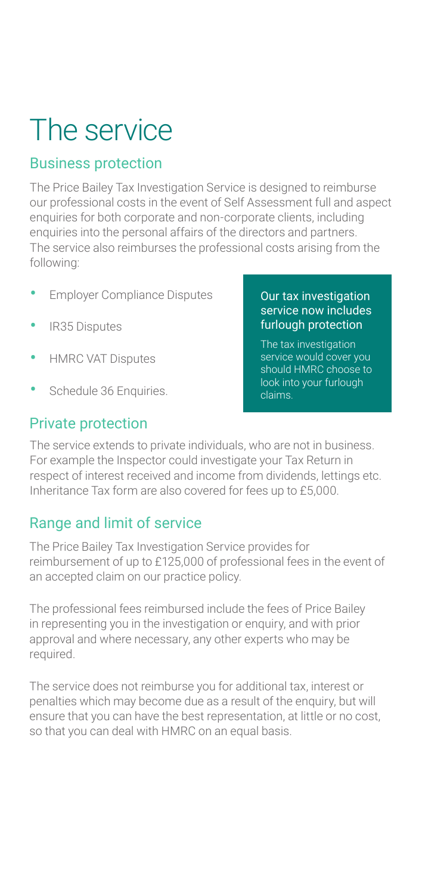# The service

## Business protection

The Price Bailey Tax Investigation Service is designed to reimburse our professional costs in the event of Self Assessment full and aspect enquiries for both corporate and non-corporate clients, including enquiries into the personal affairs of the directors and partners. The service also reimburses the professional costs arising from the following:

- Employer Compliance Disputes
- IR35 Disputes
- HMRC VAT Disputes
- Schedule 36 Enquiries.

**Our tax investigation service now includes furlough protection**

The tax investigation service would cover you should HMRC choose to look into your furlough claims.

## Private protection

The service extends to private individuals, who are not in business. For example the Inspector could investigate your Tax Return in respect of interest received and income from dividends, lettings etc. Inheritance Tax form are also covered for fees up to £5,000.

## Range and limit of service

The Price Bailey Tax Investigation Service provides for reimbursement of up to £125,000 of professional fees in the event of an accepted claim on our practice policy.

The professional fees reimbursed include the fees of Price Bailey in representing you in the investigation or enquiry, and with prior approval and where necessary, any other experts who may be required.

The service does not reimburse you for additional tax, interest or penalties which may become due as a result of the enquiry, but will ensure that you can have the best representation, at little or no cost, so that you can deal with HMRC on an equal basis.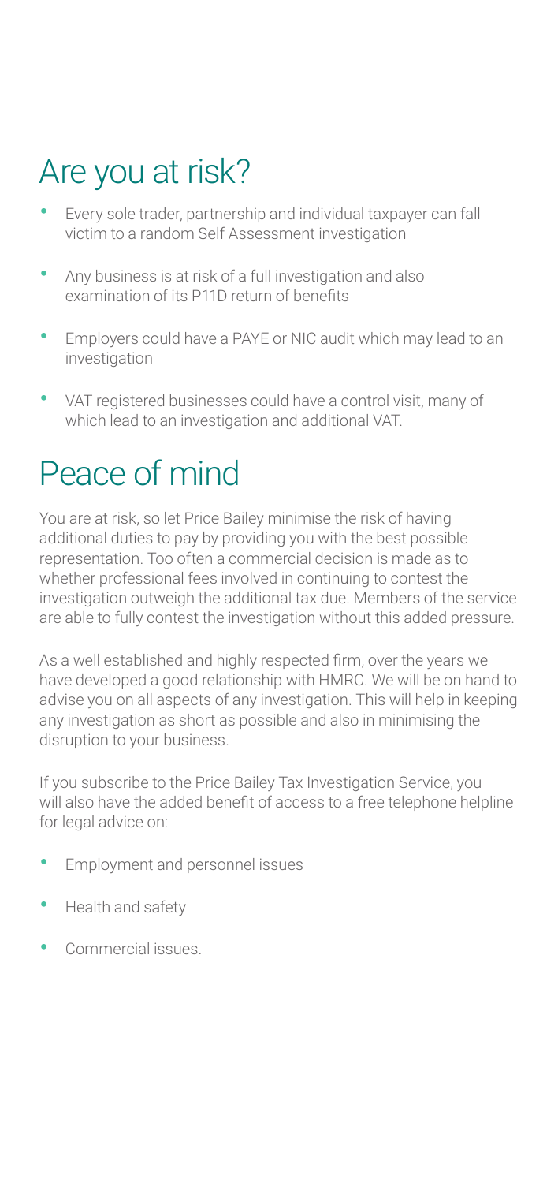## Are you at risk?

- Every sole trader, partnership and individual taxpayer can fall victim to a random Self Assessment investigation
- Any business is at risk of a full investigation and also examination of its P11D return of benefits
- Employers could have a PAYE or NIC audit which may lead to an investigation
- VAT registered businesses could have a control visit, many of which lead to an investigation and additional VAT.

## Peace of mind

You are at risk, so let Price Bailey minimise the risk of having additional duties to pay by providing you with the best possible representation. Too often a commercial decision is made as to whether professional fees involved in continuing to contest the investigation outweigh the additional tax due. Members of the service are able to fully contest the investigation without this added pressure.

As a well established and highly respected firm, over the years we have developed a good relationship with HMRC. We will be on hand to advise you on all aspects of any investigation. This will help in keeping any investigation as short as possible and also in minimising the disruption to your business.

If you subscribe to the Price Bailey Tax Investigation Service, you will also have the added benefit of access to a free telephone helpline for legal advice on:

- Employment and personnel issues
- Health and safety
- Commercial issues.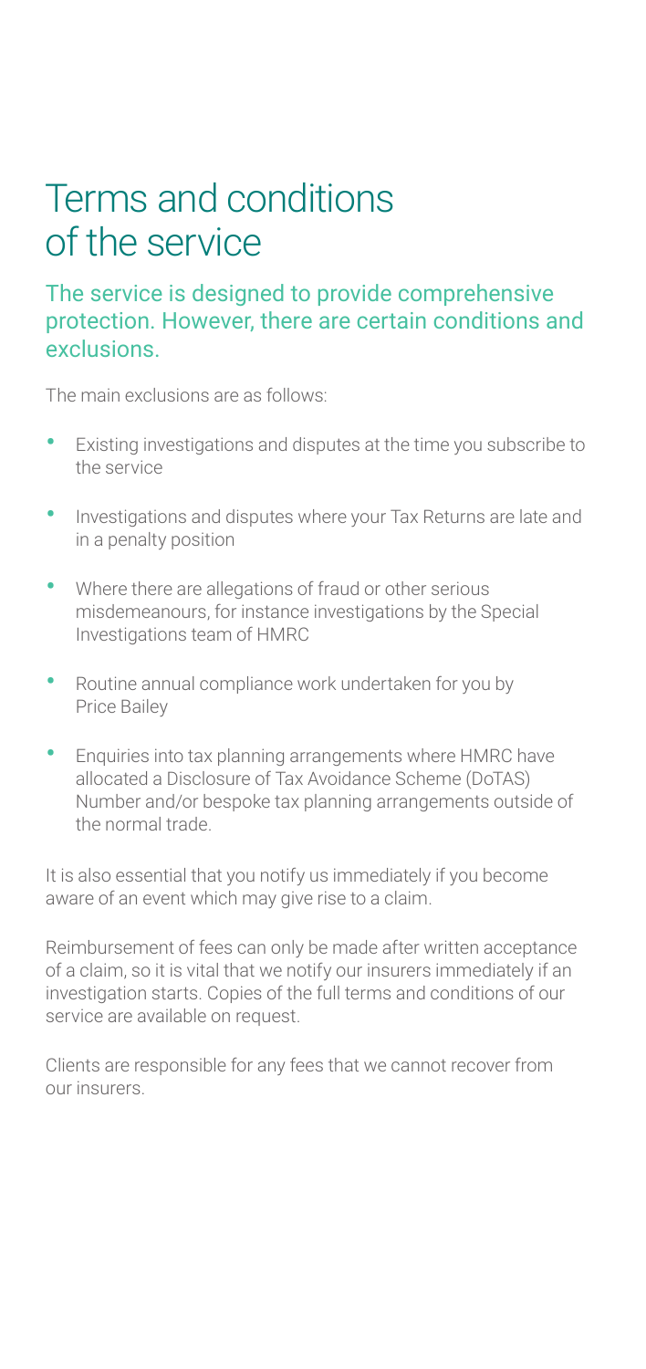# Terms and conditions of the service

## The service is designed to provide comprehensive protection. However, there are certain conditions and exclusions.

The main exclusions are as follows:

- Existing investigations and disputes at the time you subscribe to the service
- Investigations and disputes where your Tax Returns are late and in a penalty position
- Where there are allegations of fraud or other serious misdemeanours, for instance investigations by the Special Investigations team of HMRC
- Routine annual compliance work undertaken for you by Price Bailey
- Enquiries into tax planning arrangements where HMRC have allocated a Disclosure of Tax Avoidance Scheme (DoTAS) Number and/or bespoke tax planning arrangements outside of the normal trade.

It is also essential that you notify us immediately if you become aware of an event which may give rise to a claim.

Reimbursement of fees can only be made after written acceptance of a claim, so it is vital that we notify our insurers immediately if an investigation starts. Copies of the full terms and conditions of our service are available on request.

Clients are responsible for any fees that we cannot recover from our insurers.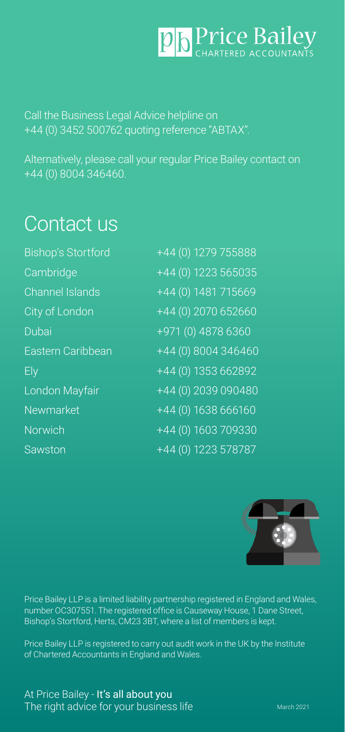Price Bailey
CHARTERED ACCOUNTANTS

Call the Business Legal Advice helpline on +44 (0) 3452 500762 quoting reference "ABTAX".

Alternatively, please call your regular Price Bailey contact on +44 (0) 8004 346460.

## Contact us

| | |
|---|---|
| Bishop's Stortford | +44 (0) 1279 755888 |
| Cambridge | +44 (0) 1223 565035 |
| Channel Islands | +44 (0) 1481 715669 |
| City of London | +44 (0) 2070 652660 |
| Dubai | +971 (0) 4878 6360 |
| Eastern Caribbean | +44 (0) 8004 346460 |
| Ely | +44 (0) 1353 662892 |
| London Mayfair | +44 (0) 2039 090480 |
| Newmarket | +44 (0) 1638 666160 |
| Norwich | +44 (0) 1603 709330 |
| Sawston | +44 (0) 1223 578787 |

Price Bailey LLP is a limited liability partnership registered in England and Wales, number OC307551. The registered office is Causeway House, 1 Dane Street, Bishop's Stortford, Herts, CM23 3BT, where a list of members is kept.

Price Bailey LLP is registered to carry out audit work in the UK by the Institute of Chartered Accountants in England and Wales.

At Price Bailey - It's all about you
The right advice for your business life

March 2021